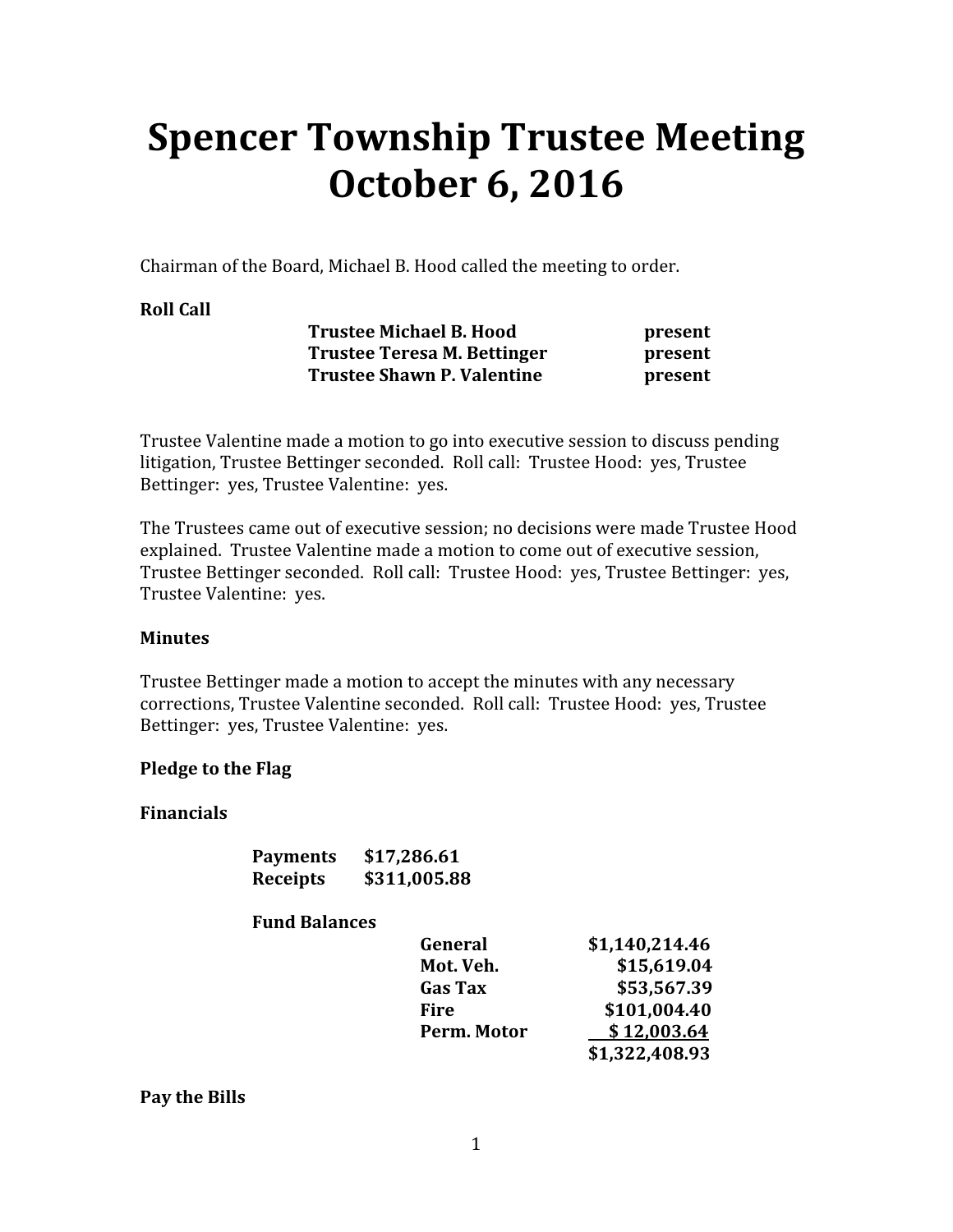# Spencer Township Trustee Meeting October 6, 2016

Chairman of the Board, Michael B. Hood called the meeting to order.

**Roll Call**

| | |
|---|---|
| **Trustee Michael B. Hood** | **present** |
| **Trustee Teresa M. Bettinger** | **present** |
| **Trustee Shawn P. Valentine** | **present** |

Trustee Valentine made a motion to go into executive session to discuss pending litigation, Trustee Bettinger seconded. Roll call: Trustee Hood: yes, Trustee Bettinger: yes, Trustee Valentine: yes.

The Trustees came out of executive session; no decisions were made Trustee Hood explained. Trustee Valentine made a motion to come out of executive session, Trustee Bettinger seconded. Roll call: Trustee Hood: yes, Trustee Bettinger: yes, Trustee Valentine: yes.

**Minutes**

Trustee Bettinger made a motion to accept the minutes with any necessary corrections, Trustee Valentine seconded. Roll call: Trustee Hood: yes, Trustee Bettinger: yes, Trustee Valentine: yes.

**Pledge to the Flag**

**Financials**

| | |
|---|---|
| **Payments** | **$17,286.61** |
| **Receipts** | **$311,005.88** |

**Fund Balances**

| | |
|---|---|
| **General** | **$1,140,214.46** |
| **Mot. Veh.** | **$15,619.04** |
| **Gas Tax** | **$53,567.39** |
| **Fire** | **$101,004.40** |
| **Perm. Motor** | **$ 12,003.64** |
| | **$1,322,408.93** |

**Pay the Bills**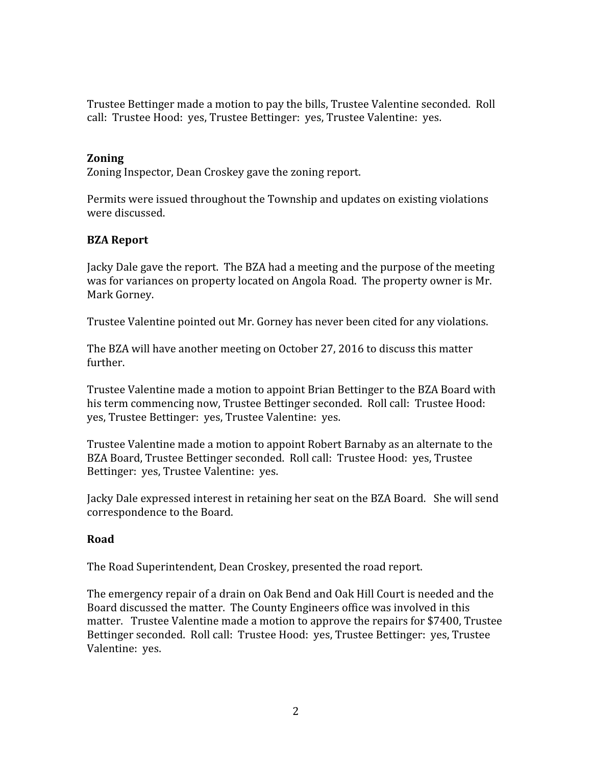Trustee Bettinger made a motion to pay the bills, Trustee Valentine seconded. Roll call: Trustee Hood: yes, Trustee Bettinger: yes, Trustee Valentine: yes.

**Zoning**

Zoning Inspector, Dean Croskey gave the zoning report.

Permits were issued throughout the Township and updates on existing violations were discussed.

**BZA Report**

Jacky Dale gave the report. The BZA had a meeting and the purpose of the meeting was for variances on property located on Angola Road. The property owner is Mr. Mark Gorney.

Trustee Valentine pointed out Mr. Gorney has never been cited for any violations.

The BZA will have another meeting on October 27, 2016 to discuss this matter further.

Trustee Valentine made a motion to appoint Brian Bettinger to the BZA Board with his term commencing now, Trustee Bettinger seconded. Roll call: Trustee Hood: yes, Trustee Bettinger: yes, Trustee Valentine: yes.

Trustee Valentine made a motion to appoint Robert Barnaby as an alternate to the BZA Board, Trustee Bettinger seconded. Roll call: Trustee Hood: yes, Trustee Bettinger: yes, Trustee Valentine: yes.

Jacky Dale expressed interest in retaining her seat on the BZA Board. She will send correspondence to the Board.

**Road**

The Road Superintendent, Dean Croskey, presented the road report.

The emergency repair of a drain on Oak Bend and Oak Hill Court is needed and the Board discussed the matter. The County Engineers office was involved in this matter. Trustee Valentine made a motion to approve the repairs for $7400, Trustee Bettinger seconded. Roll call: Trustee Hood: yes, Trustee Bettinger: yes, Trustee Valentine: yes.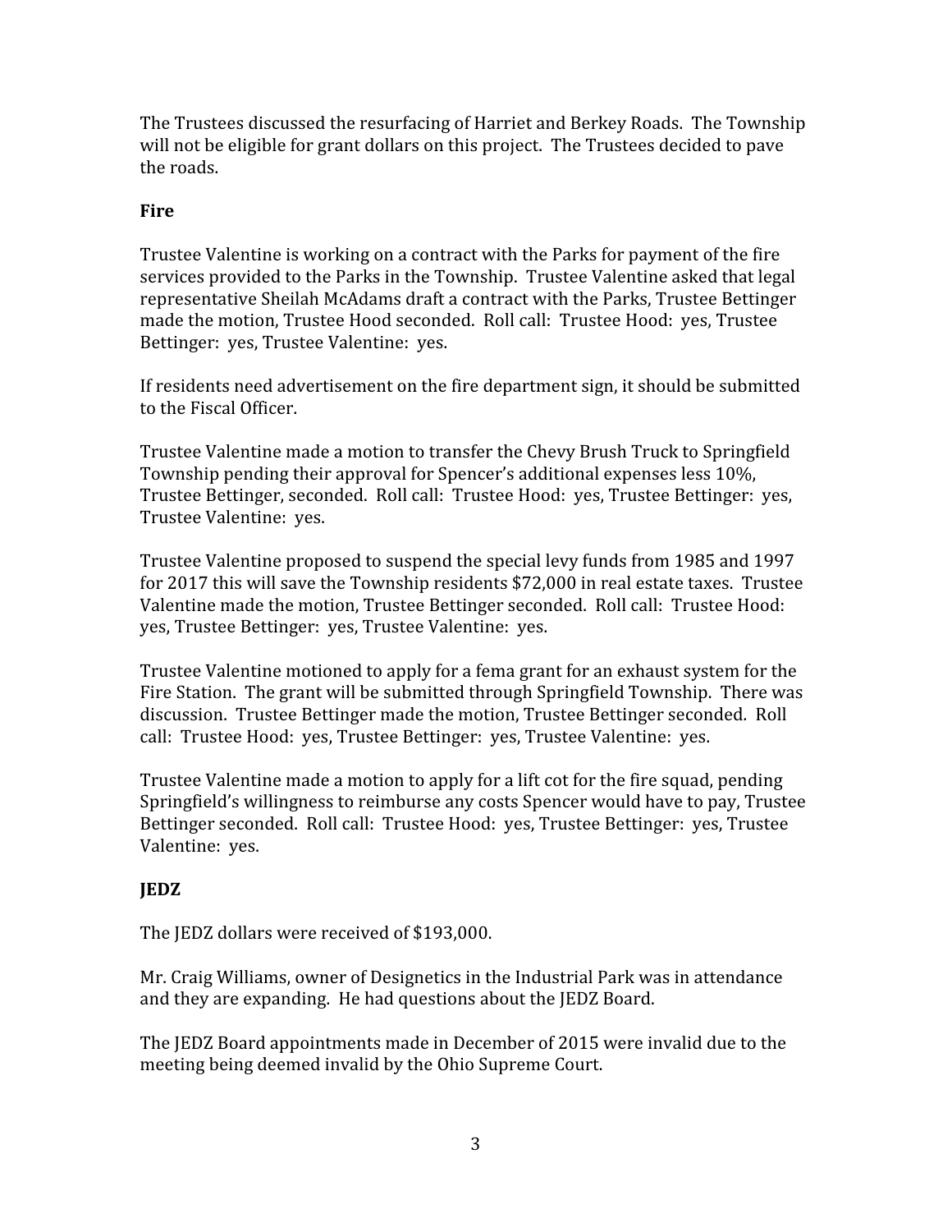The Trustees discussed the resurfacing of Harriet and Berkey Roads. The Township will not be eligible for grant dollars on this project. The Trustees decided to pave the roads.

**Fire**

Trustee Valentine is working on a contract with the Parks for payment of the fire services provided to the Parks in the Township. Trustee Valentine asked that legal representative Sheilah McAdams draft a contract with the Parks, Trustee Bettinger made the motion, Trustee Hood seconded. Roll call: Trustee Hood: yes, Trustee Bettinger: yes, Trustee Valentine: yes.

If residents need advertisement on the fire department sign, it should be submitted to the Fiscal Officer.

Trustee Valentine made a motion to transfer the Chevy Brush Truck to Springfield Township pending their approval for Spencer's additional expenses less 10%, Trustee Bettinger, seconded. Roll call: Trustee Hood: yes, Trustee Bettinger: yes, Trustee Valentine: yes.

Trustee Valentine proposed to suspend the special levy funds from 1985 and 1997 for 2017 this will save the Township residents $72,000 in real estate taxes. Trustee Valentine made the motion, Trustee Bettinger seconded. Roll call: Trustee Hood: yes, Trustee Bettinger: yes, Trustee Valentine: yes.

Trustee Valentine motioned to apply for a fema grant for an exhaust system for the Fire Station. The grant will be submitted through Springfield Township. There was discussion. Trustee Bettinger made the motion, Trustee Bettinger seconded. Roll call: Trustee Hood: yes, Trustee Bettinger: yes, Trustee Valentine: yes.

Trustee Valentine made a motion to apply for a lift cot for the fire squad, pending Springfield's willingness to reimburse any costs Spencer would have to pay, Trustee Bettinger seconded. Roll call: Trustee Hood: yes, Trustee Bettinger: yes, Trustee Valentine: yes.

**JEDZ**

The JEDZ dollars were received of $193,000.

Mr. Craig Williams, owner of Designetics in the Industrial Park was in attendance and they are expanding. He had questions about the JEDZ Board.

The JEDZ Board appointments made in December of 2015 were invalid due to the meeting being deemed invalid by the Ohio Supreme Court.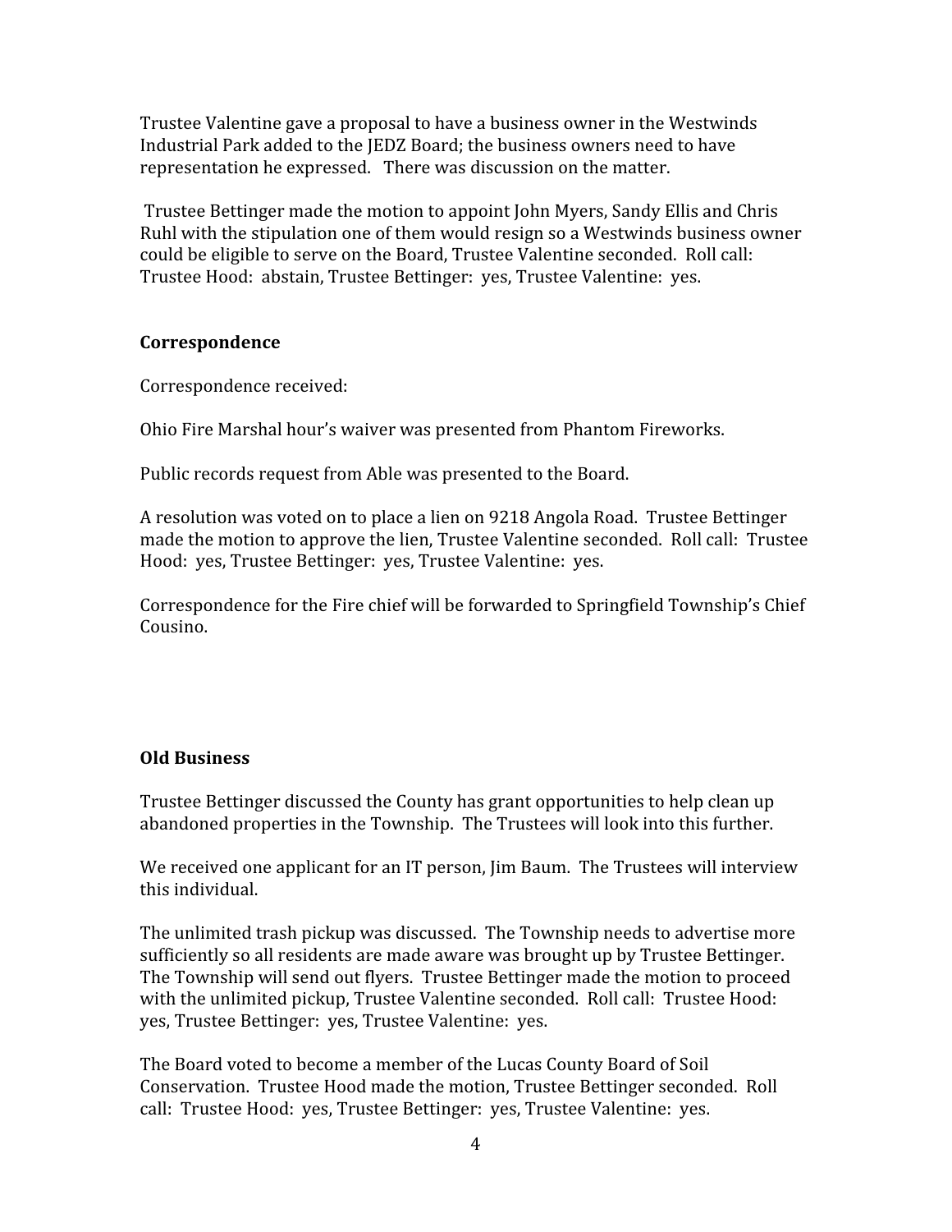Trustee Valentine gave a proposal to have a business owner in the Westwinds Industrial Park added to the JEDZ Board; the business owners need to have representation he expressed. There was discussion on the matter.

Trustee Bettinger made the motion to appoint John Myers, Sandy Ellis and Chris Ruhl with the stipulation one of them would resign so a Westwinds business owner could be eligible to serve on the Board, Trustee Valentine seconded. Roll call: Trustee Hood: abstain, Trustee Bettinger: yes, Trustee Valentine: yes.

**Correspondence**

Correspondence received:

Ohio Fire Marshal hour's waiver was presented from Phantom Fireworks.

Public records request from Able was presented to the Board.

A resolution was voted on to place a lien on 9218 Angola Road. Trustee Bettinger made the motion to approve the lien, Trustee Valentine seconded. Roll call: Trustee Hood: yes, Trustee Bettinger: yes, Trustee Valentine: yes.

Correspondence for the Fire chief will be forwarded to Springfield Township's Chief Cousino.

**Old Business**

Trustee Bettinger discussed the County has grant opportunities to help clean up abandoned properties in the Township. The Trustees will look into this further.

We received one applicant for an IT person, Jim Baum. The Trustees will interview this individual.

The unlimited trash pickup was discussed. The Township needs to advertise more sufficiently so all residents are made aware was brought up by Trustee Bettinger. The Township will send out flyers. Trustee Bettinger made the motion to proceed with the unlimited pickup, Trustee Valentine seconded. Roll call: Trustee Hood: yes, Trustee Bettinger: yes, Trustee Valentine: yes.

The Board voted to become a member of the Lucas County Board of Soil Conservation. Trustee Hood made the motion, Trustee Bettinger seconded. Roll call: Trustee Hood: yes, Trustee Bettinger: yes, Trustee Valentine: yes.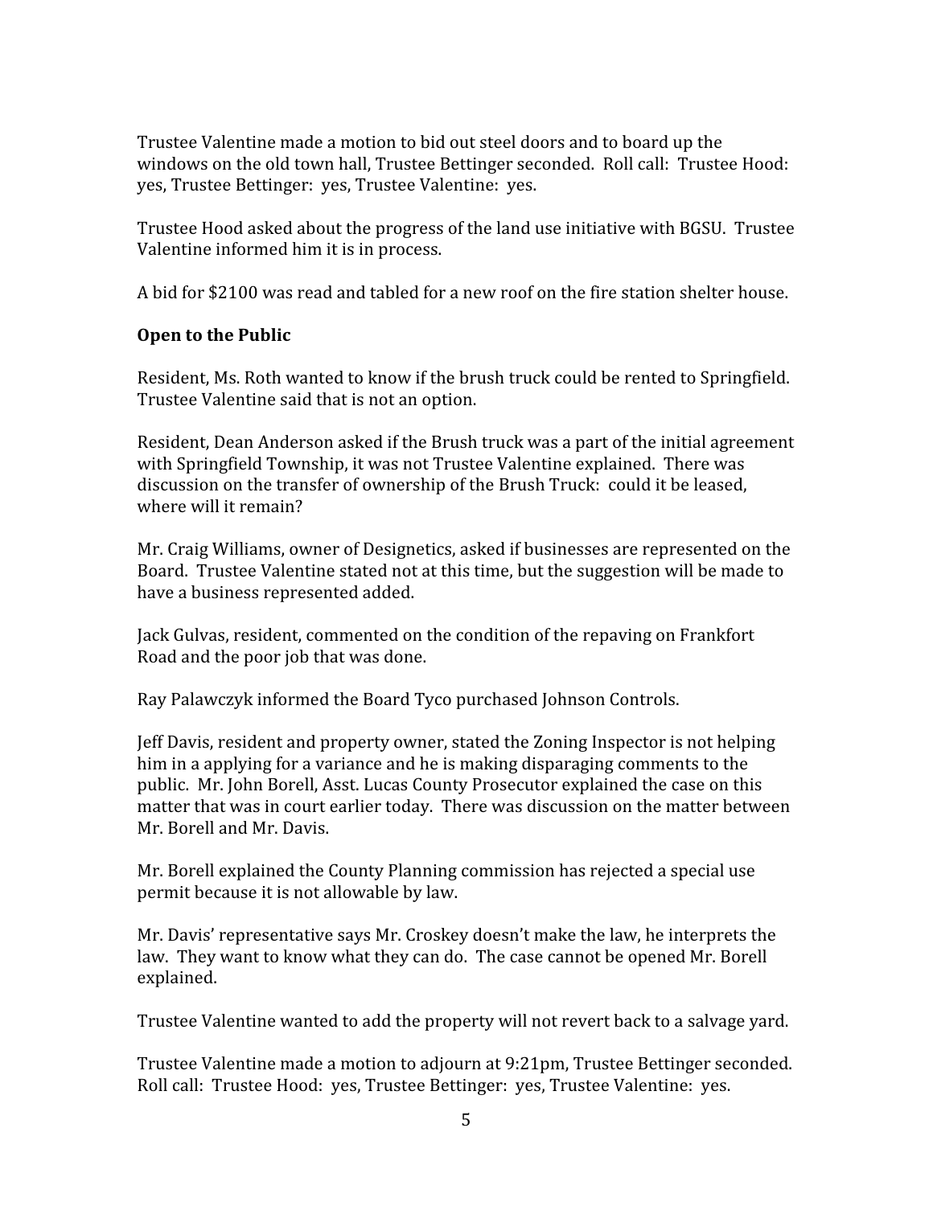Trustee Valentine made a motion to bid out steel doors and to board up the windows on the old town hall, Trustee Bettinger seconded. Roll call: Trustee Hood: yes, Trustee Bettinger: yes, Trustee Valentine: yes.

Trustee Hood asked about the progress of the land use initiative with BGSU. Trustee Valentine informed him it is in process.

A bid for $2100 was read and tabled for a new roof on the fire station shelter house.

**Open to the Public**

Resident, Ms. Roth wanted to know if the brush truck could be rented to Springfield. Trustee Valentine said that is not an option.

Resident, Dean Anderson asked if the Brush truck was a part of the initial agreement with Springfield Township, it was not Trustee Valentine explained. There was discussion on the transfer of ownership of the Brush Truck: could it be leased, where will it remain?

Mr. Craig Williams, owner of Designetics, asked if businesses are represented on the Board. Trustee Valentine stated not at this time, but the suggestion will be made to have a business represented added.

Jack Gulvas, resident, commented on the condition of the repaving on Frankfort Road and the poor job that was done.

Ray Palawczyk informed the Board Tyco purchased Johnson Controls.

Jeff Davis, resident and property owner, stated the Zoning Inspector is not helping him in a applying for a variance and he is making disparaging comments to the public. Mr. John Borell, Asst. Lucas County Prosecutor explained the case on this matter that was in court earlier today. There was discussion on the matter between Mr. Borell and Mr. Davis.

Mr. Borell explained the County Planning commission has rejected a special use permit because it is not allowable by law.

Mr. Davis' representative says Mr. Croskey doesn't make the law, he interprets the law. They want to know what they can do. The case cannot be opened Mr. Borell explained.

Trustee Valentine wanted to add the property will not revert back to a salvage yard.

Trustee Valentine made a motion to adjourn at 9:21pm, Trustee Bettinger seconded. Roll call: Trustee Hood: yes, Trustee Bettinger: yes, Trustee Valentine: yes.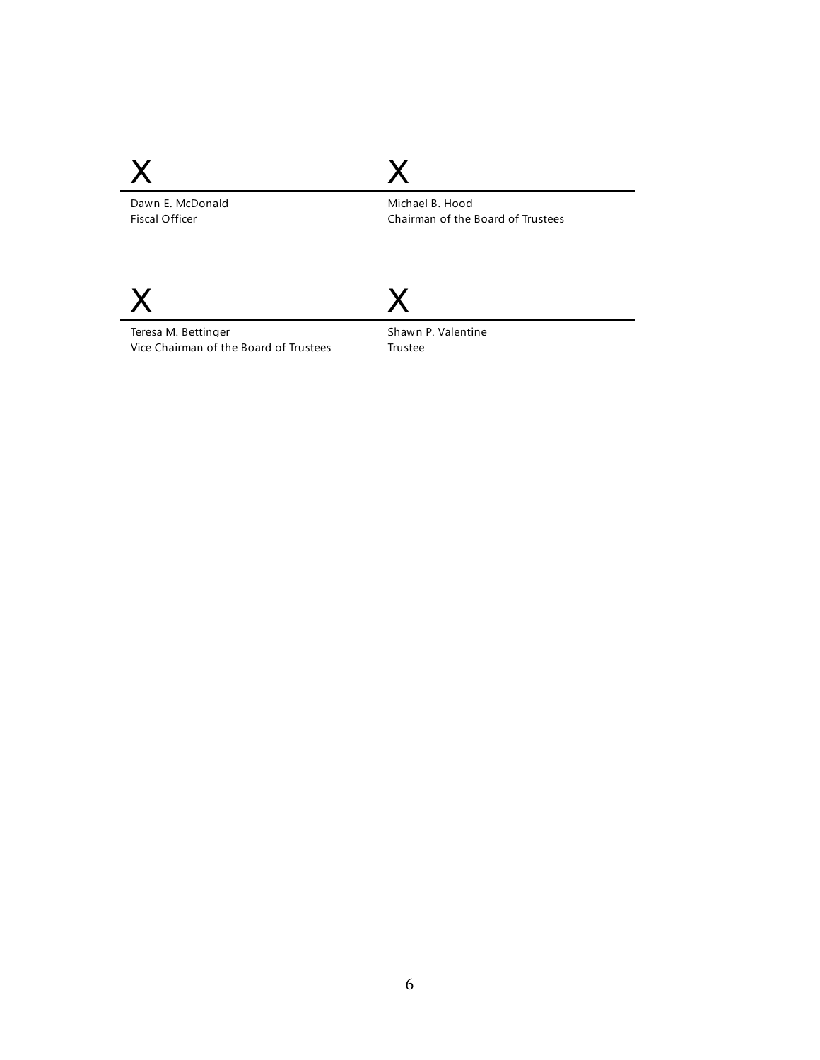X

Dawn E. McDonald
Fiscal Officer

X

Michael B. Hood
Chairman of the Board of Trustees

X

Teresa M. Bettinger
Vice Chairman of the Board of Trustees

X

Shawn P. Valentine
Trustee